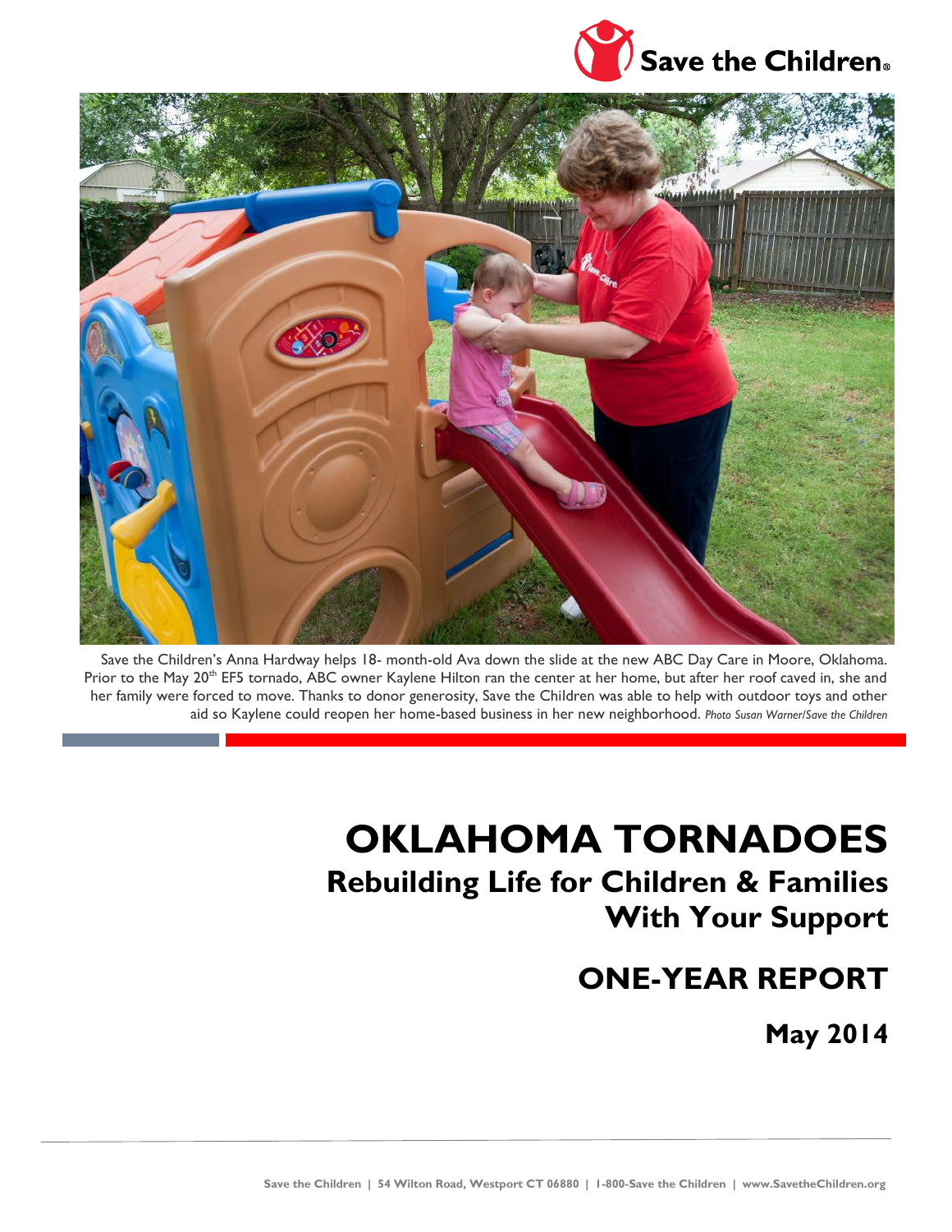Save the Children

Save the Children's Anna Hardway helps 18- month-old Ava down the slide at the new ABC Day Care in Moore, Oklahoma. Prior to the May 20th EF5 tornado, ABC owner Kaylene Hilton ran the center at her home, but after her roof caved in, she and her family were forced to move. Thanks to donor generosity, Save the Children was able to help with outdoor toys and other aid so Kaylene could reopen her home-based business in her new neighborhood. *Photo Susan Warner/Save the Children*

# OKLAHOMA TORNADOES

## Rebuilding Life for Children & Families With Your Support

## ONE-YEAR REPORT

### May 2014

Save the Children | 54 Wilton Road, Westport CT 06880 | 1-800-Save the Children | www.SavetheChildren.org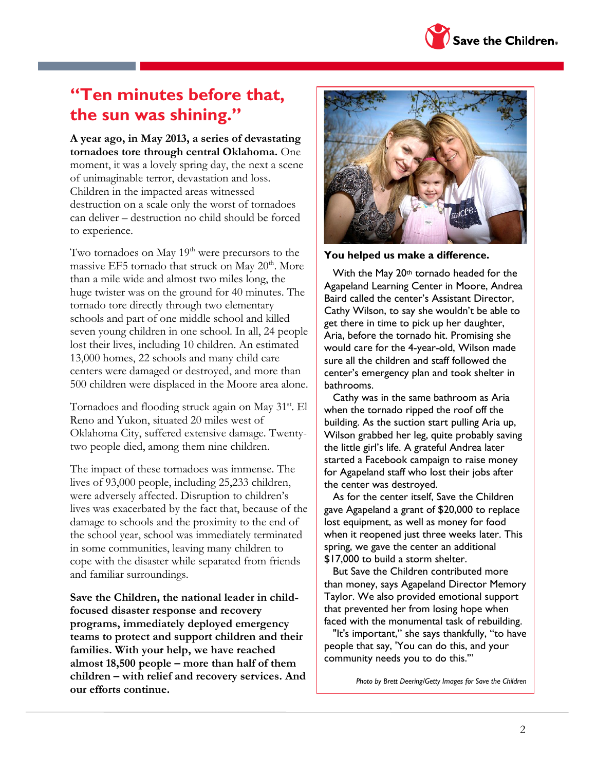# "Ten minutes before that, the sun was shining."

**A year ago, in May 2013, a series of devastating tornadoes tore through central Oklahoma.** One moment, it was a lovely spring day, the next a scene of unimaginable terror, devastation and loss. Children in the impacted areas witnessed destruction on a scale only the worst of tornadoes can deliver – destruction no child should be forced to experience.

Two tornadoes on May 19th were precursors to the massive EF5 tornado that struck on May 20th. More than a mile wide and almost two miles long, the huge twister was on the ground for 40 minutes. The tornado tore directly through two elementary schools and part of one middle school and killed seven young children in one school. In all, 24 people lost their lives, including 10 children. An estimated 13,000 homes, 22 schools and many child care centers were damaged or destroyed, and more than 500 children were displaced in the Moore area alone.

Tornadoes and flooding struck again on May 31st. El Reno and Yukon, situated 20 miles west of Oklahoma City, suffered extensive damage. Twenty-two people died, among them nine children.

The impact of these tornadoes was immense. The lives of 93,000 people, including 25,233 children, were adversely affected. Disruption to children's lives was exacerbated by the fact that, because of the damage to schools and the proximity to the end of the school year, school was immediately terminated in some communities, leaving many children to cope with the disaster while separated from friends and familiar surroundings.

**Save the Children, the national leader in child-focused disaster response and recovery programs, immediately deployed emergency teams to protect and support children and their families. With your help, we have reached almost 18,500 people – more than half of them children – with relief and recovery services. And our efforts continue.**

**You helped us make a difference.**

With the May 20th tornado headed for the Agapeland Learning Center in Moore, Andrea Baird called the center's Assistant Director, Cathy Wilson, to say she wouldn't be able to get there in time to pick up her daughter, Aria, before the tornado hit. Promising she would care for the 4-year-old, Wilson made sure all the children and staff followed the center's emergency plan and took shelter in bathrooms.

Cathy was in the same bathroom as Aria when the tornado ripped the roof off the building. As the suction start pulling Aria up, Wilson grabbed her leg, quite probably saving the little girl's life. A grateful Andrea later started a Facebook campaign to raise money for Agapeland staff who lost their jobs after the center was destroyed.

As for the center itself, Save the Children gave Agapeland a grant of $20,000 to replace lost equipment, as well as money for food when it reopened just three weeks later. This spring, we gave the center an additional $17,000 to build a storm shelter.

But Save the Children contributed more than money, says Agapeland Director Memory Taylor. We also provided emotional support that prevented her from losing hope when faced with the monumental task of rebuilding.

"It's important," she says thankfully, "to have people that say, 'You can do this, and your community needs you to do this.'"

*Photo by Brett Deering/Getty Images for Save the Children*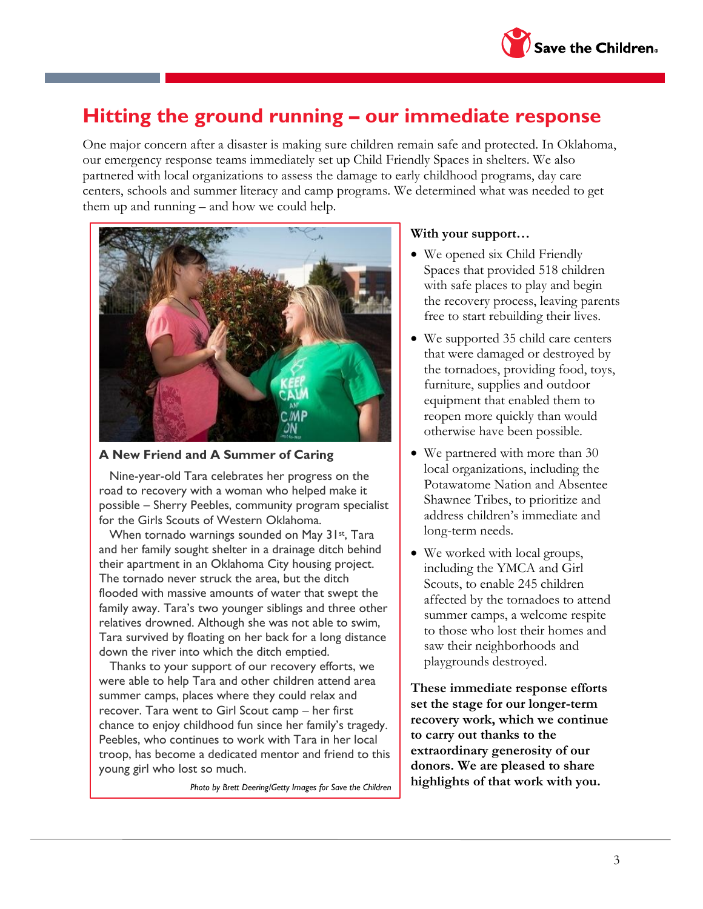## Hitting the ground running – our immediate response

One major concern after a disaster is making sure children remain safe and protected. In Oklahoma, our emergency response teams immediately set up Child Friendly Spaces in shelters. We also partnered with local organizations to assess the damage to early childhood programs, day care centers, schools and summer literacy and camp programs. We determined what was needed to get them up and running – and how we could help.

### A New Friend and A Summer of Caring

Nine-year-old Tara celebrates her progress on the road to recovery with a woman who helped make it possible – Sherry Peebles, community program specialist for the Girls Scouts of Western Oklahoma.

When tornado warnings sounded on May 31st, Tara and her family sought shelter in a drainage ditch behind their apartment in an Oklahoma City housing project. The tornado never struck the area, but the ditch flooded with massive amounts of water that swept the family away. Tara's two younger siblings and three other relatives drowned. Although she was not able to swim, Tara survived by floating on her back for a long distance down the river into which the ditch emptied.

Thanks to your support of our recovery efforts, we were able to help Tara and other children attend area summer camps, places where they could relax and recover. Tara went to Girl Scout camp – her first chance to enjoy childhood fun since her family's tragedy. Peebles, who continues to work with Tara in her local troop, has become a dedicated mentor and friend to this young girl who lost so much.

*Photo by Brett Deering/Getty Images for Save the Children*

**With your support…**

- We opened six Child Friendly Spaces that provided 518 children with safe places to play and begin the recovery process, leaving parents free to start rebuilding their lives.
- We supported 35 child care centers that were damaged or destroyed by the tornadoes, providing food, toys, furniture, supplies and outdoor equipment that enabled them to reopen more quickly than would otherwise have been possible.
- We partnered with more than 30 local organizations, including the Potawatome Nation and Absentee Shawnee Tribes, to prioritize and address children's immediate and long-term needs.
- We worked with local groups, including the YMCA and Girl Scouts, to enable 245 children affected by the tornadoes to attend summer camps, a welcome respite to those who lost their homes and saw their neighborhoods and playgrounds destroyed.

**These immediate response efforts set the stage for our longer-term recovery work, which we continue to carry out thanks to the extraordinary generosity of our donors. We are pleased to share highlights of that work with you.**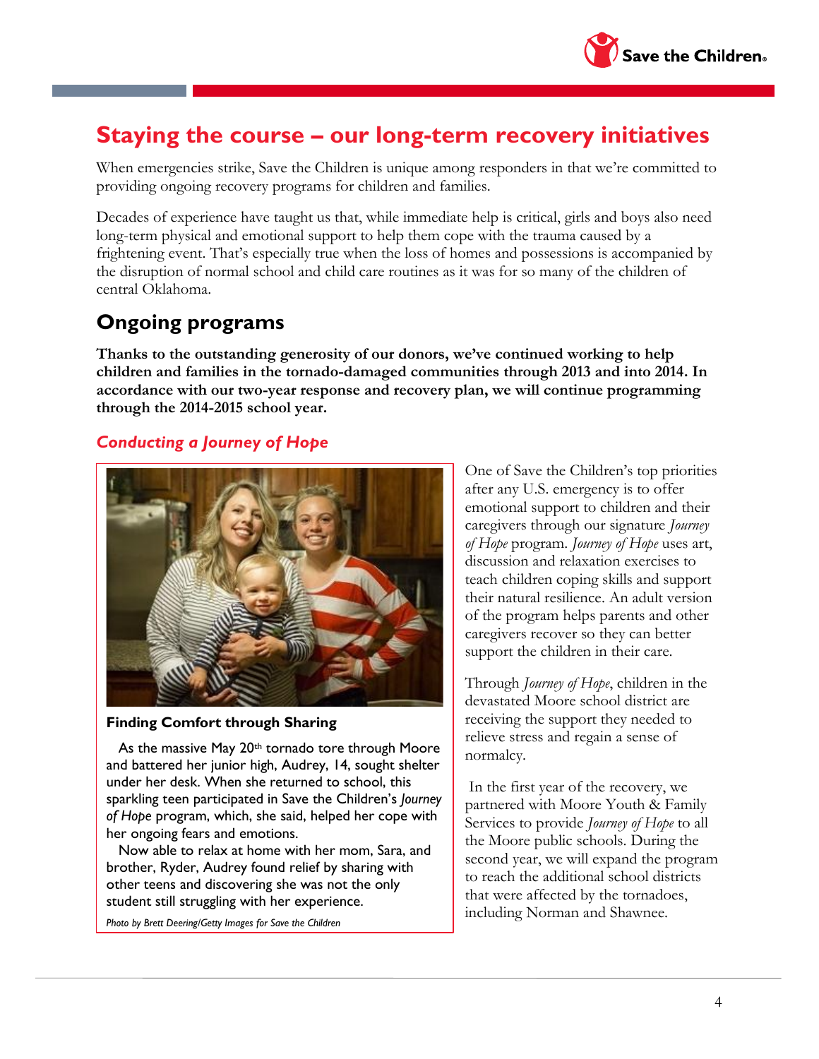## Staying the course – our long-term recovery initiatives

When emergencies strike, Save the Children is unique among responders in that we're committed to providing ongoing recovery programs for children and families.

Decades of experience have taught us that, while immediate help is critical, girls and boys also need long-term physical and emotional support to help them cope with the trauma caused by a frightening event. That's especially true when the loss of homes and possessions is accompanied by the disruption of normal school and child care routines as it was for so many of the children of central Oklahoma.

## Ongoing programs

**Thanks to the outstanding generosity of our donors, we've continued working to help children and families in the tornado-damaged communities through 2013 and into 2014. In accordance with our two-year response and recovery plan, we will continue programming through the 2014-2015 school year.**

### *Conducting a Journey of Hope*

**Finding Comfort through Sharing**

As the massive May 20th tornado tore through Moore and battered her junior high, Audrey, 14, sought shelter under her desk. When she returned to school, this sparkling teen participated in Save the Children's *Journey of Hope* program, which, she said, helped her cope with her ongoing fears and emotions.

Now able to relax at home with her mom, Sara, and brother, Ryder, Audrey found relief by sharing with other teens and discovering she was not the only student still struggling with her experience.

*Photo by Brett Deering/Getty Images for Save the Children*

One of Save the Children's top priorities after any U.S. emergency is to offer emotional support to children and their caregivers through our signature *Journey of Hope* program. *Journey of Hope* uses art, discussion and relaxation exercises to teach children coping skills and support their natural resilience. An adult version of the program helps parents and other caregivers recover so they can better support the children in their care.

Through *Journey of Hope*, children in the devastated Moore school district are receiving the support they needed to relieve stress and regain a sense of normalcy.

In the first year of the recovery, we partnered with Moore Youth & Family Services to provide *Journey of Hope* to all the Moore public schools. During the second year, we will expand the program to reach the additional school districts that were affected by the tornadoes, including Norman and Shawnee.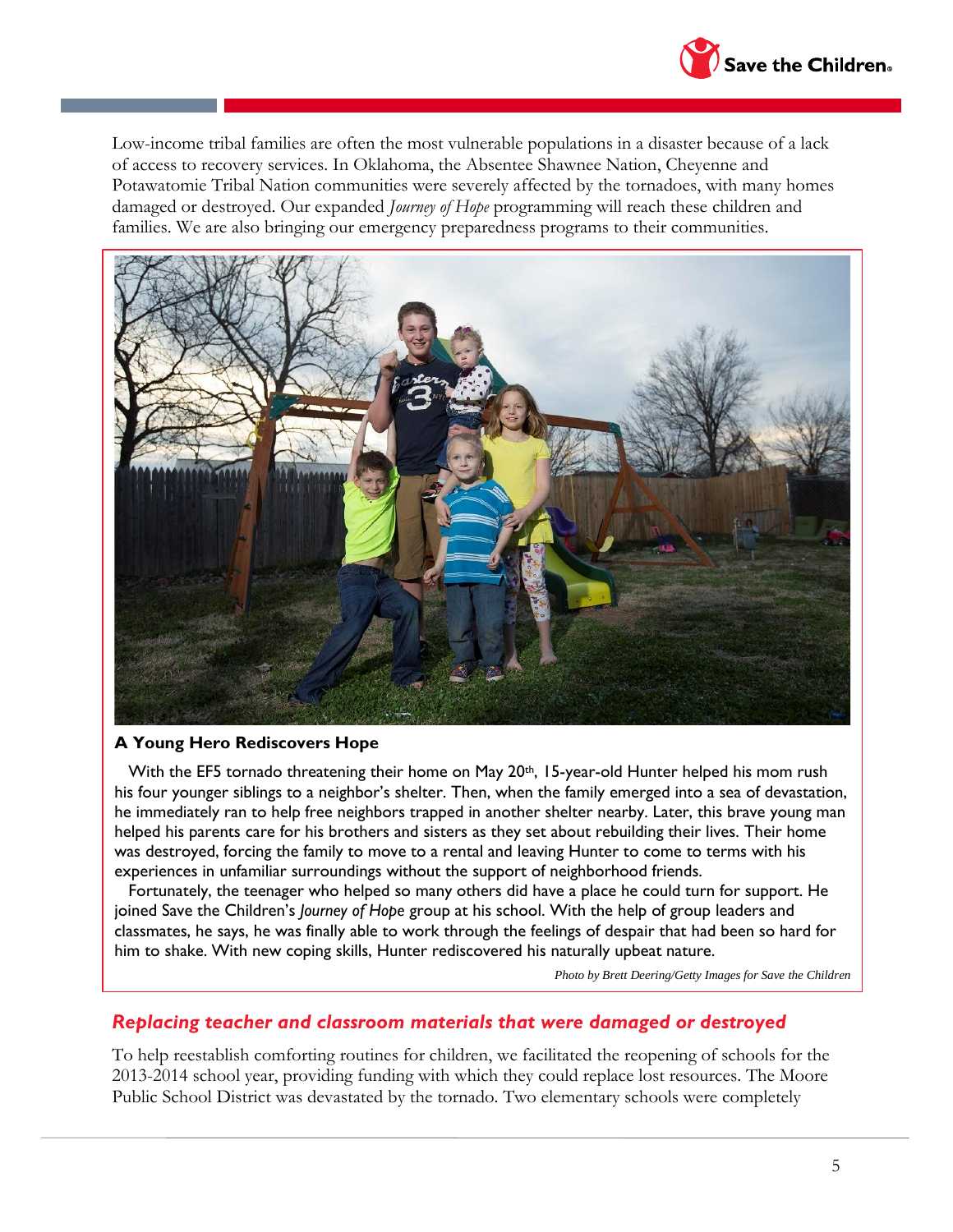Low-income tribal families are often the most vulnerable populations in a disaster because of a lack of access to recovery services. In Oklahoma, the Absentee Shawnee Nation, Cheyenne and Potawatomie Tribal Nation communities were severely affected by the tornadoes, with many homes damaged or destroyed. Our expanded *Journey of Hope* programming will reach these children and families. We are also bringing our emergency preparedness programs to their communities.

**A Young Hero Rediscovers Hope**

With the EF5 tornado threatening their home on May 20th, 15-year-old Hunter helped his mom rush his four younger siblings to a neighbor's shelter. Then, when the family emerged into a sea of devastation, he immediately ran to help free neighbors trapped in another shelter nearby. Later, this brave young man helped his parents care for his brothers and sisters as they set about rebuilding their lives. Their home was destroyed, forcing the family to move to a rental and leaving Hunter to come to terms with his experiences in unfamiliar surroundings without the support of neighborhood friends.

Fortunately, the teenager who helped so many others did have a place he could turn for support. He joined Save the Children's *Journey of Hope* group at his school. With the help of group leaders and classmates, he says, he was finally able to work through the feelings of despair that had been so hard for him to shake. With new coping skills, Hunter rediscovered his naturally upbeat nature.

*Photo by Brett Deering/Getty Images for Save the Children*

## *Replacing teacher and classroom materials that were damaged or destroyed*

To help reestablish comforting routines for children, we facilitated the reopening of schools for the 2013-2014 school year, providing funding with which they could replace lost resources. The Moore Public School District was devastated by the tornado. Two elementary schools were completely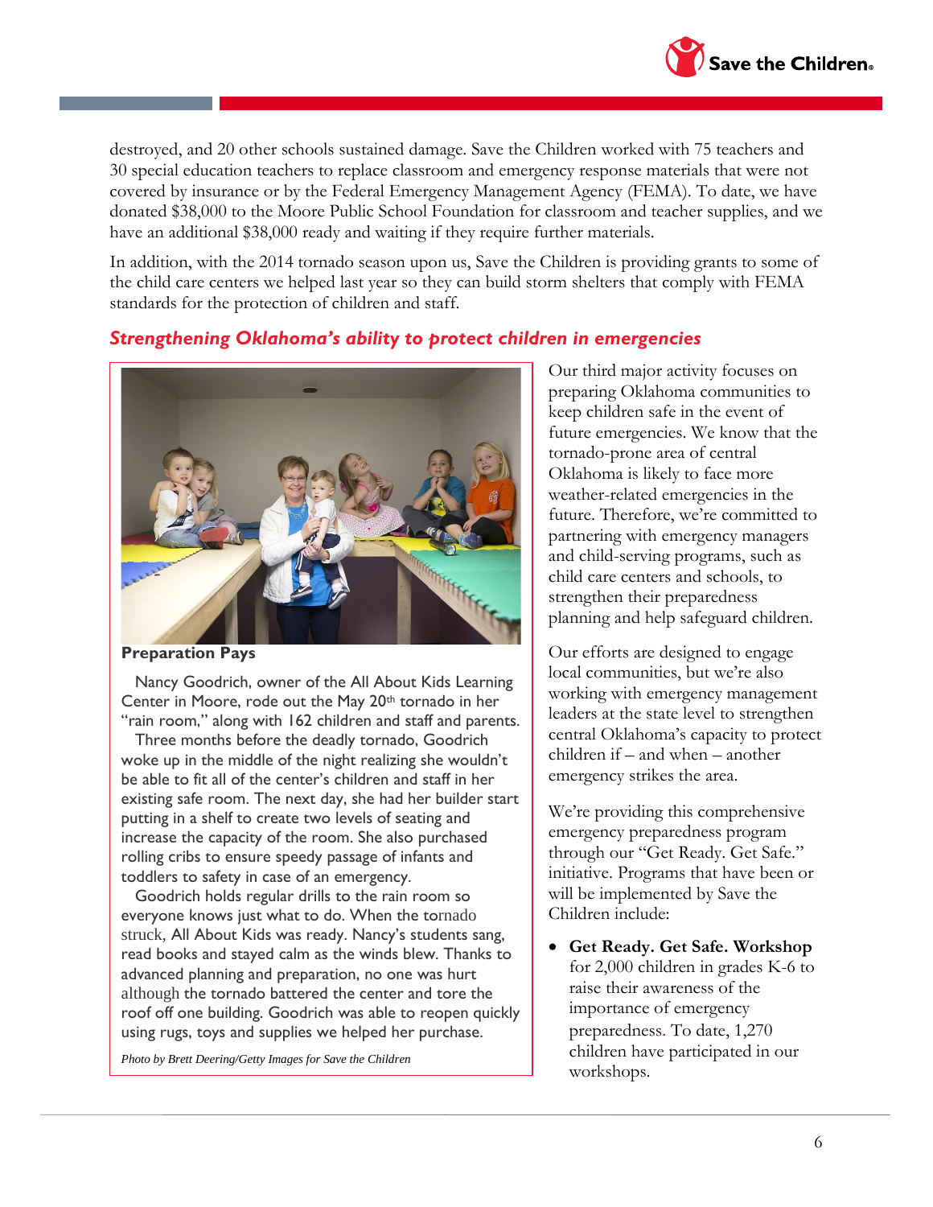destroyed, and 20 other schools sustained damage. Save the Children worked with 75 teachers and 30 special education teachers to replace classroom and emergency response materials that were not covered by insurance or by the Federal Emergency Management Agency (FEMA). To date, we have donated $38,000 to the Moore Public School Foundation for classroom and teacher supplies, and we have an additional $38,000 ready and waiting if they require further materials.

In addition, with the 2014 tornado season upon us, Save the Children is providing grants to some of the child care centers we helped last year so they can build storm shelters that comply with FEMA standards for the protection of children and staff.

## *Strengthening Oklahoma's ability to protect children in emergencies*

**Preparation Pays**

Nancy Goodrich, owner of the All About Kids Learning Center in Moore, rode out the May 20th tornado in her "rain room," along with 162 children and staff and parents.

Three months before the deadly tornado, Goodrich woke up in the middle of the night realizing she wouldn't be able to fit all of the center's children and staff in her existing safe room. The next day, she had her builder start putting in a shelf to create two levels of seating and increase the capacity of the room. She also purchased rolling cribs to ensure speedy passage of infants and toddlers to safety in case of an emergency.

Goodrich holds regular drills to the rain room so everyone knows just what to do. When the tornado struck, All About Kids was ready. Nancy's students sang, read books and stayed calm as the winds blew. Thanks to advanced planning and preparation, no one was hurt although the tornado battered the center and tore the roof off one building. Goodrich was able to reopen quickly using rugs, toys and supplies we helped her purchase.

*Photo by Brett Deering/Getty Images for Save the Children*

Our third major activity focuses on preparing Oklahoma communities to keep children safe in the event of future emergencies. We know that the tornado-prone area of central Oklahoma is likely to face more weather-related emergencies in the future. Therefore, we're committed to partnering with emergency managers and child-serving programs, such as child care centers and schools, to strengthen their preparedness planning and help safeguard children.

Our efforts are designed to engage local communities, but we're also working with emergency management leaders at the state level to strengthen central Oklahoma's capacity to protect children if – and when – another emergency strikes the area.

We're providing this comprehensive emergency preparedness program through our "Get Ready. Get Safe." initiative. Programs that have been or will be implemented by Save the Children include:

- **Get Ready. Get Safe. Workshop** for 2,000 children in grades K-6 to raise their awareness of the importance of emergency preparedness. To date, 1,270 children have participated in our workshops.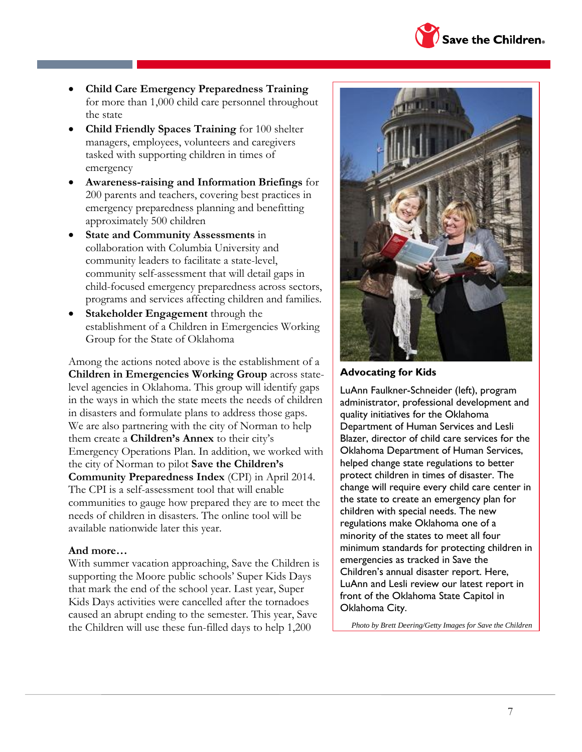- **Child Care Emergency Preparedness Training** for more than 1,000 child care personnel throughout the state
- **Child Friendly Spaces Training** for 100 shelter managers, employees, volunteers and caregivers tasked with supporting children in times of emergency
- **Awareness-raising and Information Briefings** for 200 parents and teachers, covering best practices in emergency preparedness planning and benefitting approximately 500 children
- **State and Community Assessments** in collaboration with Columbia University and community leaders to facilitate a state-level, community self-assessment that will detail gaps in child-focused emergency preparedness across sectors, programs and services affecting children and families.
- **Stakeholder Engagement** through the establishment of a Children in Emergencies Working Group for the State of Oklahoma

Among the actions noted above is the establishment of a **Children in Emergencies Working Group** across state-level agencies in Oklahoma. This group will identify gaps in the ways in which the state meets the needs of children in disasters and formulate plans to address those gaps. We are also partnering with the city of Norman to help them create a **Children's Annex** to their city's Emergency Operations Plan. In addition, we worked with the city of Norman to pilot **Save the Children's Community Preparedness Index** (CPI) in April 2014. The CPI is a self-assessment tool that will enable communities to gauge how prepared they are to meet the needs of children in disasters. The online tool will be available nationwide later this year.

**And more…**

With summer vacation approaching, Save the Children is supporting the Moore public schools' Super Kids Days that mark the end of the school year. Last year, Super Kids Days activities were cancelled after the tornadoes caused an abrupt ending to the semester. This year, Save the Children will use these fun-filled days to help 1,200

**Advocating for Kids**

LuAnn Faulkner-Schneider (left), program administrator, professional development and quality initiatives for the Oklahoma Department of Human Services and Lesli Blazer, director of child care services for the Oklahoma Department of Human Services, helped change state regulations to better protect children in times of disaster. The change will require every child care center in the state to create an emergency plan for children with special needs. The new regulations make Oklahoma one of a minority of the states to meet all four minimum standards for protecting children in emergencies as tracked in Save the Children's annual disaster report. Here, LuAnn and Lesli review our latest report in front of the Oklahoma State Capitol in Oklahoma City.

*Photo by Brett Deering/Getty Images for Save the Children*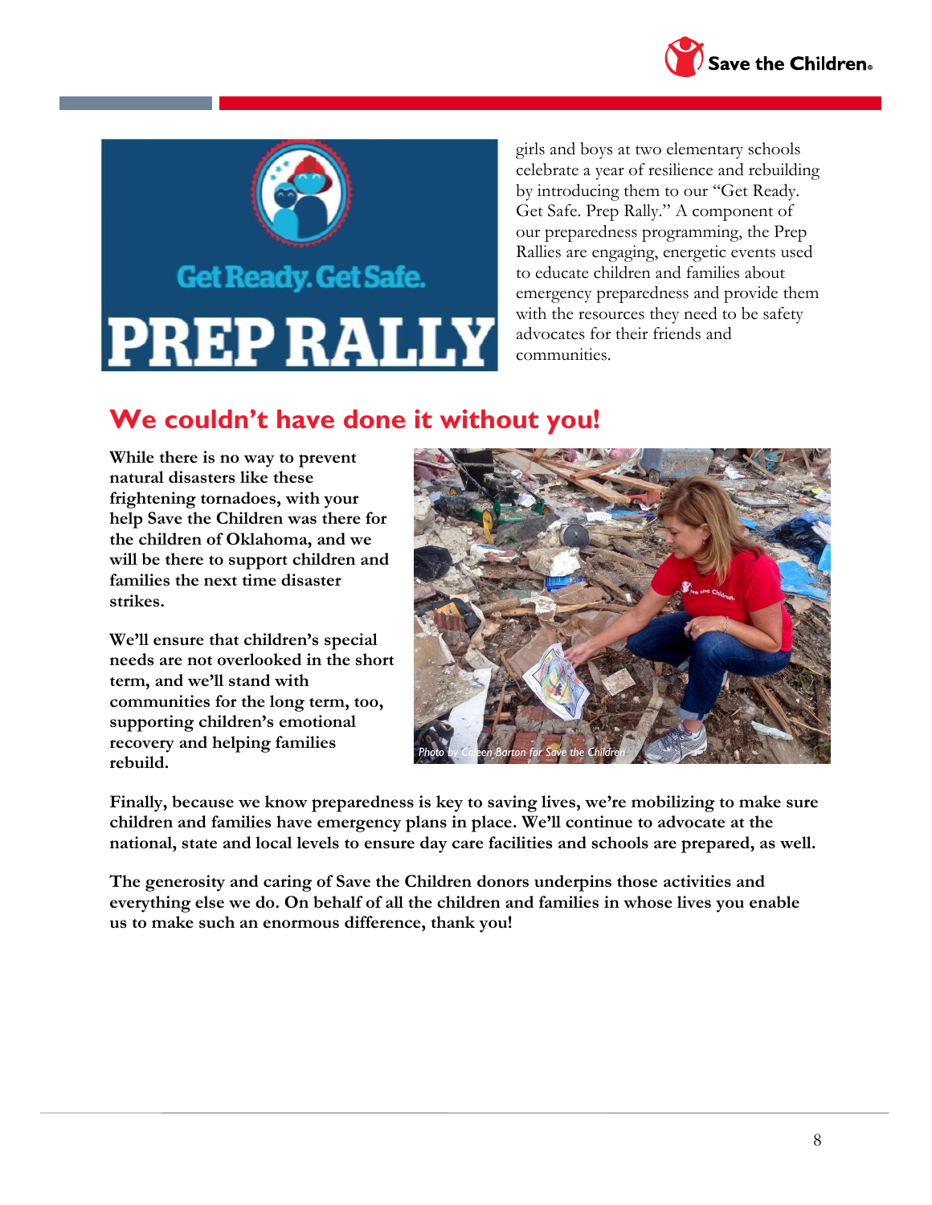Get Ready. Get Safe.

PREP RALLY

girls and boys at two elementary schools celebrate a year of resilience and rebuilding by introducing them to our "Get Ready. Get Safe. Prep Rally." A component of our preparedness programming, the Prep Rallies are engaging, energetic events used to educate children and families about emergency preparedness and provide them with the resources they need to be safety advocates for their friends and communities.

## We couldn't have done it without you!

**While there is no way to prevent natural disasters like these frightening tornadoes, with your help Save the Children was there for the children of Oklahoma, and we will be there to support children and families the next time disaster strikes.**

**We'll ensure that children's special needs are not overlooked in the short term, and we'll stand with communities for the long term, too, supporting children's emotional recovery and helping families rebuild.**

*Photo by Coleen Barton for Save the Children*

**Finally, because we know preparedness is key to saving lives, we're mobilizing to make sure children and families have emergency plans in place. We'll continue to advocate at the national, state and local levels to ensure day care facilities and schools are prepared, as well.**

**The generosity and caring of Save the Children donors underpins those activities and everything else we do. On behalf of all the children and families in whose lives you enable us to make such an enormous difference, thank you!**